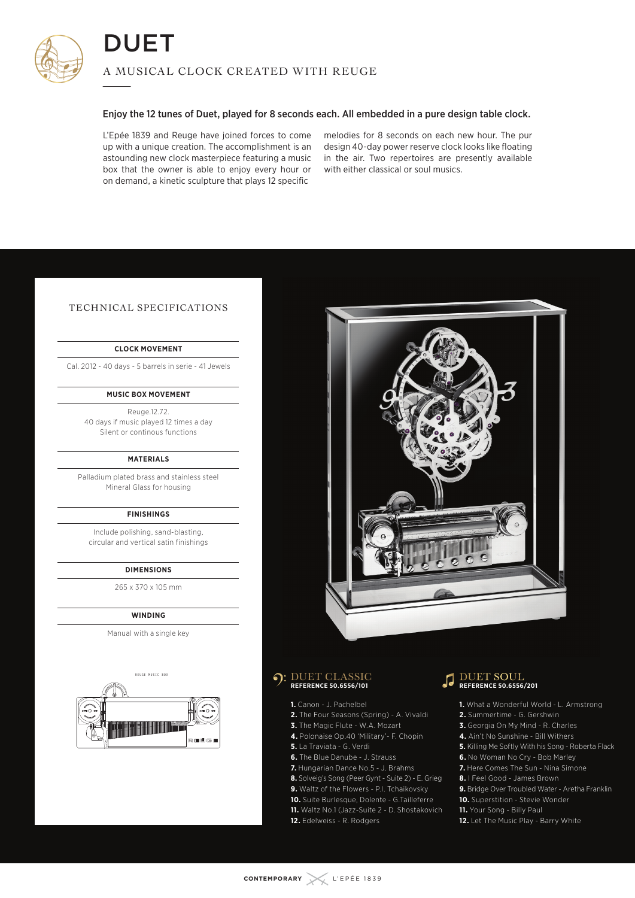# DUET

A MUSICAL CLOCK CREATED WITH REUGE

**Enjoy the 12 tunes of Duet, played for 8 seconds each. All embedded in a pure design table clock.**

L'Epée 1839 and Reuge have joined forces to come up with a unique creation. The accomplishment is an astounding new clock masterpiece featuring a music box that the owner is able to enjoy every hour or on demand, a kinetic sculpture that plays 12 specific melodies for 8 seconds on each new hour. The pur design 40-day power reserve clock looks like floating in the air. Two repertoires are presently available with either classical or soul musics.

## TECHNICAL SPECIFICATIONS

**CLOCK MOVEMENT**

Cal. 2012 - 40 days - 5 barrels in serie - 41 Jewels

**MUSIC BOX MOVEMENT**

Reuge.12.72.
40 days if music played 12 times a day
Silent or continous functions

**MATERIALS**

Palladium plated brass and stainless steel
Mineral Glass for housing

**FINISHINGS**

Include polishing, sand-blasting,
circular and vertical satin finishings

**DIMENSIONS**

265 x 370 x 105 mm

**WINDING**

Manual with a single key

## DUET CLASSIC
**REFERENCE 50.6556/101**

1. Canon - J. Pachelbel
2. The Four Seasons (Spring) - A. Vivaldi
3. The Magic Flute - W.A. Mozart
4. Polonaise Op.40 'Military'- F. Chopin
5. La Traviata - G. Verdi
6. The Blue Danube - J. Strauss
7. Hungarian Dance No.5 - J. Brahms
8. Solveig's Song (Peer Gynt - Suite 2) - E. Grieg
9. Waltz of the Flowers - P.I. Tchaikovsky
10. Suite Burlesque, Dolente - G.Tailleferre
11. Waltz No.1 (Jazz-Suite 2 - D. Shostakovich
12. Edelweiss - R. Rodgers

## DUET SOUL
**REFERENCE 50.6556/201**

1. What a Wonderful World - L. Armstrong
2. Summertime - G. Gershwin
3. Georgia On My Mind - R. Charles
4. Ain't No Sunshine - Bill Withers
5. Killing Me Softly With his Song - Roberta Flack
6. No Woman No Cry - Bob Marley
7. Here Comes The Sun - Nina Simone
8. I Feel Good - James Brown
9. Bridge Over Troubled Water - Aretha Franklin
10. Superstition - Stevie Wonder
11. Your Song - Billy Paul
12. Let The Music Play - Barry White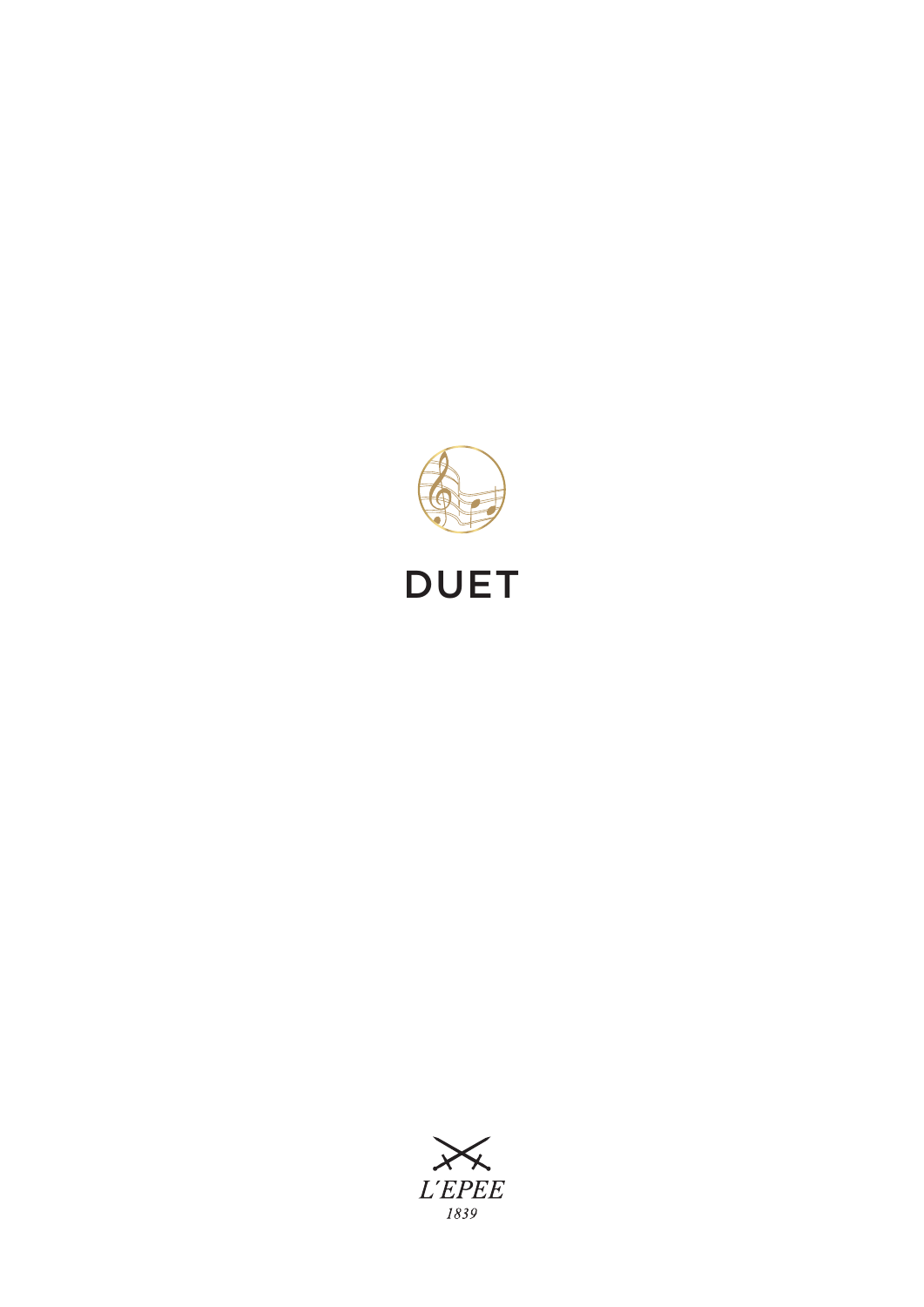# DUET

L'EPEE

1839